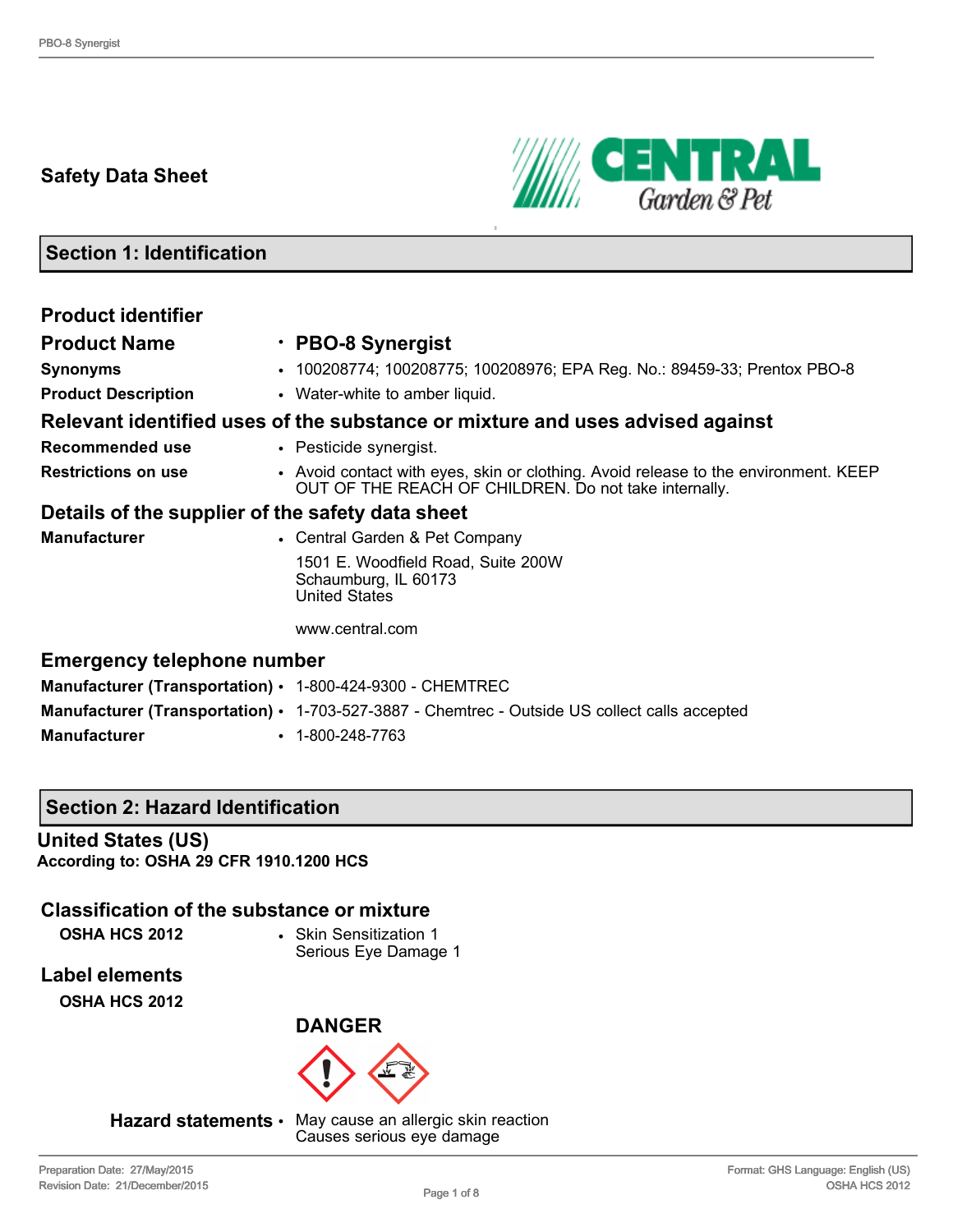# Safety Data Sheet

## Section 1: Identification

### Product identifier

| | |
|---|---|
| **Product Name** | • **PBO-8 Synergist** |
| **Synonyms** | • 100208774; 100208775; 100208976; EPA Reg. No.: 89459-33; Prentox PBO-8 |
| **Product Description** | • Water-white to amber liquid. |

### Relevant identified uses of the substance or mixture and uses advised against

| | |
|---|---|
| **Recommended use** | • Pesticide synergist. |
| **Restrictions on use** | • Avoid contact with eyes, skin or clothing. Avoid release to the environment. KEEP OUT OF THE REACH OF CHILDREN. Do not take internally. |

### Details of the supplier of the safety data sheet

| | |
|---|---|
| **Manufacturer** | • Central Garden & Pet Company<br>1501 E. Woodfield Road, Suite 200W<br>Schaumburg, IL 60173<br>United States<br><br>www.central.com |

### Emergency telephone number

| | |
|---|---|
| **Manufacturer (Transportation)** | • 1-800-424-9300 - CHEMTREC |
| **Manufacturer (Transportation)** | • 1-703-527-3887 - Chemtrec - Outside US collect calls accepted |
| **Manufacturer** | • 1-800-248-7763 |

## Section 2: Hazard Identification

**United States (US)**
**According to: OSHA 29 CFR 1910.1200 HCS**

### Classification of the substance or mixture

| | |
|---|---|
| **OSHA HCS 2012** | • Skin Sensitization 1<br>Serious Eye Damage 1 |

### Label elements

**OSHA HCS 2012**

**DANGER**

| | |
|---|---|
| **Hazard statements** | • May cause an allergic skin reaction<br>Causes serious eye damage |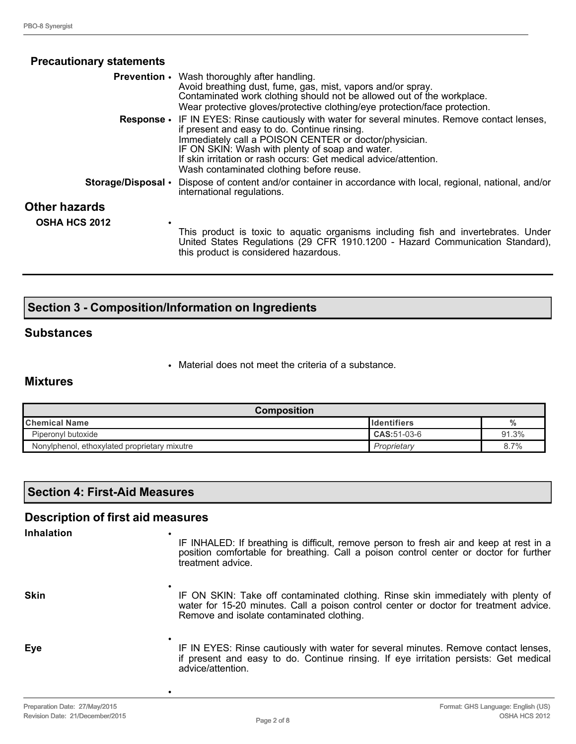### Precautionary statements

**Prevention** • Wash thoroughly after handling.
Avoid breathing dust, fume, gas, mist, vapors and/or spray.
Contaminated work clothing should not be allowed out of the workplace.
Wear protective gloves/protective clothing/eye protection/face protection.

**Response** • IF IN EYES: Rinse cautiously with water for several minutes. Remove contact lenses, if present and easy to do. Continue rinsing.
Immediately call a POISON CENTER or doctor/physician.
IF ON SKIN: Wash with plenty of soap and water.
If skin irritation or rash occurs: Get medical advice/attention.
Wash contaminated clothing before reuse.

**Storage/Disposal** • Dispose of content and/or container in accordance with local, regional, national, and/or international regulations.

## Other hazards

**OSHA HCS 2012** • This product is toxic to aquatic organisms including fish and invertebrates. Under United States Regulations (29 CFR 1910.1200 - Hazard Communication Standard), this product is considered hazardous.

## Section 3 - Composition/Information on Ingredients

### Substances

- Material does not meet the criteria of a substance.

### Mixtures

| Composition | | |
|---|---|---|
| **Chemical Name** | **Identifiers** | **%** |
| Piperonyl butoxide | **CAS:**51-03-6 | 91.3% |
| Nonylphenol, ethoxylated proprietary mixutre | *Proprietary* | 8.7% |

## Section 4: First-Aid Measures

### Description of first aid measures

**Inhalation** • IF INHALED: If breathing is difficult, remove person to fresh air and keep at rest in a position comfortable for breathing. Call a poison control center or doctor for further treatment advice.

**Skin** • IF ON SKIN: Take off contaminated clothing. Rinse skin immediately with plenty of water for 15-20 minutes. Call a poison control center or doctor for treatment advice. Remove and isolate contaminated clothing.

**Eye** • IF IN EYES: Rinse cautiously with water for several minutes. Remove contact lenses, if present and easy to do. Continue rinsing. If eye irritation persists: Get medical advice/attention.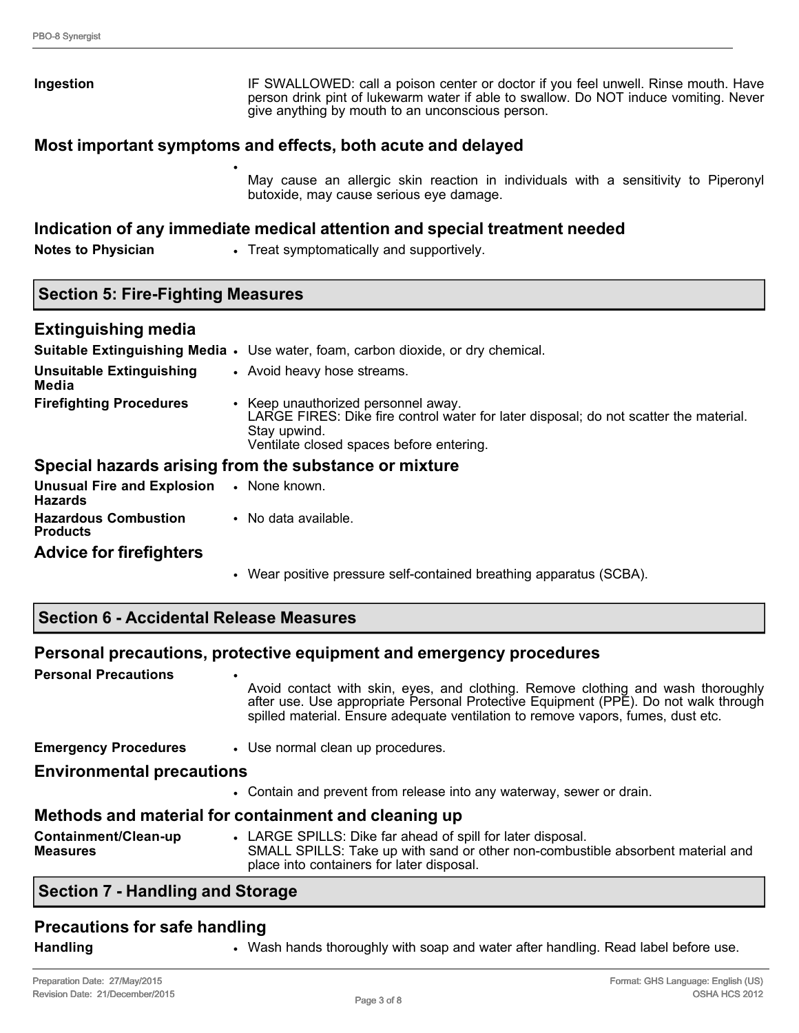**Ingestion** IF SWALLOWED: call a poison center or doctor if you feel unwell. Rinse mouth. Have person drink pint of lukewarm water if able to swallow. Do NOT induce vomiting. Never give anything by mouth to an unconscious person.

## Most important symptoms and effects, both acute and delayed

- May cause an allergic skin reaction in individuals with a sensitivity to Piperonyl butoxide, may cause serious eye damage.

## Indication of any immediate medical attention and special treatment needed

**Notes to Physician**
- Treat symptomatically and supportively.

# Section 5: Fire-Fighting Measures

## Extinguishing media

**Suitable Extinguishing Media**
- Use water, foam, carbon dioxide, or dry chemical.

**Unsuitable Extinguishing Media**
- Avoid heavy hose streams.

**Firefighting Procedures**
- Keep unauthorized personnel away.
  LARGE FIRES: Dike fire control water for later disposal; do not scatter the material.
  Stay upwind.
  Ventilate closed spaces before entering.

## Special hazards arising from the substance or mixture

**Unusual Fire and Explosion Hazards**
- None known.

**Hazardous Combustion Products**
- No data available.

## Advice for firefighters

- Wear positive pressure self-contained breathing apparatus (SCBA).

# Section 6 - Accidental Release Measures

## Personal precautions, protective equipment and emergency procedures

**Personal Precautions**
- Avoid contact with skin, eyes, and clothing. Remove clothing and wash thoroughly after use. Use appropriate Personal Protective Equipment (PPE). Do not walk through spilled material. Ensure adequate ventilation to remove vapors, fumes, dust etc.

**Emergency Procedures**
- Use normal clean up procedures.

## Environmental precautions

- Contain and prevent from release into any waterway, sewer or drain.

## Methods and material for containment and cleaning up

**Containment/Clean-up Measures**
- LARGE SPILLS: Dike far ahead of spill for later disposal.
  SMALL SPILLS: Take up with sand or other non-combustible absorbent material and place into containers for later disposal.

# Section 7 - Handling and Storage

## Precautions for safe handling

**Handling**
- Wash hands thoroughly with soap and water after handling. Read label before use.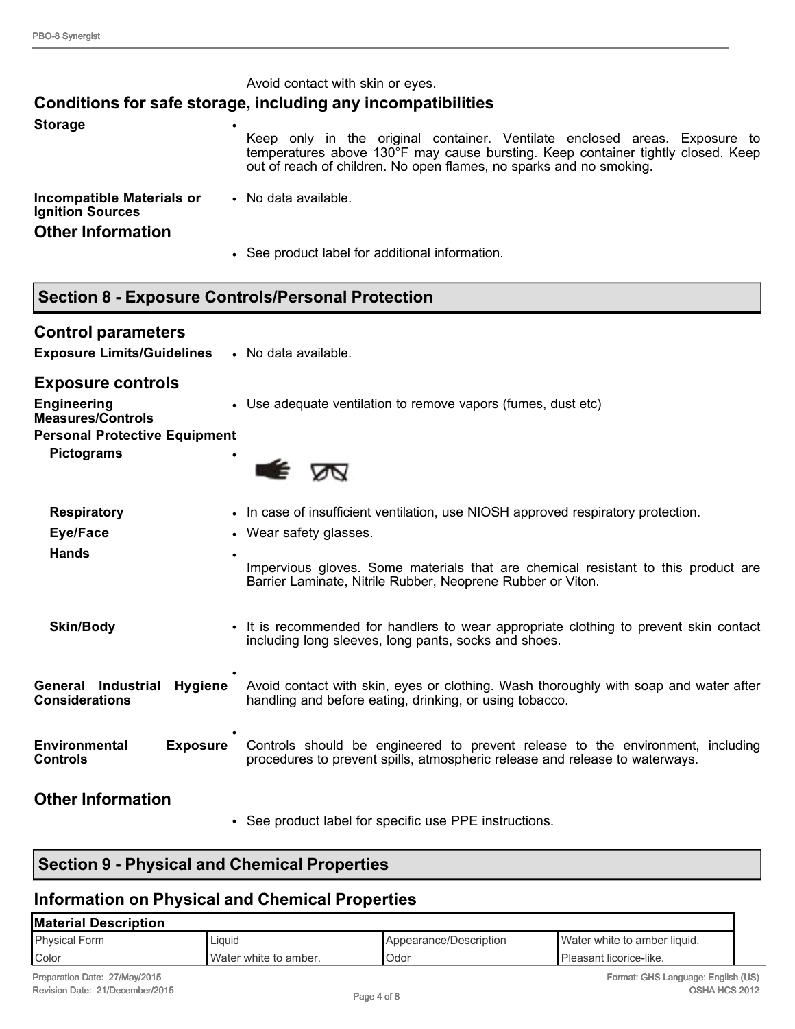Avoid contact with skin or eyes.

## Conditions for safe storage, including any incompatibilities

**Storage**
- Keep only in the original container. Ventilate enclosed areas. Exposure to temperatures above 130°F may cause bursting. Keep container tightly closed. Keep out of reach of children. No open flames, no sparks and no smoking.

**Incompatible Materials or Ignition Sources**
- No data available.

## Other Information

- See product label for additional information.

# Section 8 - Exposure Controls/Personal Protection

## Control parameters

**Exposure Limits/Guidelines**
- No data available.

## Exposure controls

**Engineering Measures/Controls**
- Use adequate ventilation to remove vapors (fumes, dust etc)

**Personal Protective Equipment**

**Pictograms**
- 

**Respiratory**
- In case of insufficient ventilation, use NIOSH approved respiratory protection.

**Eye/Face**
- Wear safety glasses.

**Hands**
- Impervious gloves. Some materials that are chemical resistant to this product are Barrier Laminate, Nitrile Rubber, Neoprene Rubber or Viton.

**Skin/Body**
- It is recommended for handlers to wear appropriate clothing to prevent skin contact including long sleeves, long pants, socks and shoes.

**General Industrial Hygiene Considerations**
- Avoid contact with skin, eyes or clothing. Wash thoroughly with soap and water after handling and before eating, drinking, or using tobacco.

**Environmental Exposure Controls**
- Controls should be engineered to prevent release to the environment, including procedures to prevent spills, atmospheric release and release to waterways.

## Other Information

- See product label for specific use PPE instructions.

# Section 9 - Physical and Chemical Properties

## Information on Physical and Chemical Properties

| Material Description | | | |
|---|---|---|---|
| Physical Form | Liquid | Appearance/Description | Water white to amber liquid. |
| Color | Water white to amber. | Odor | Pleasant licorice-like. |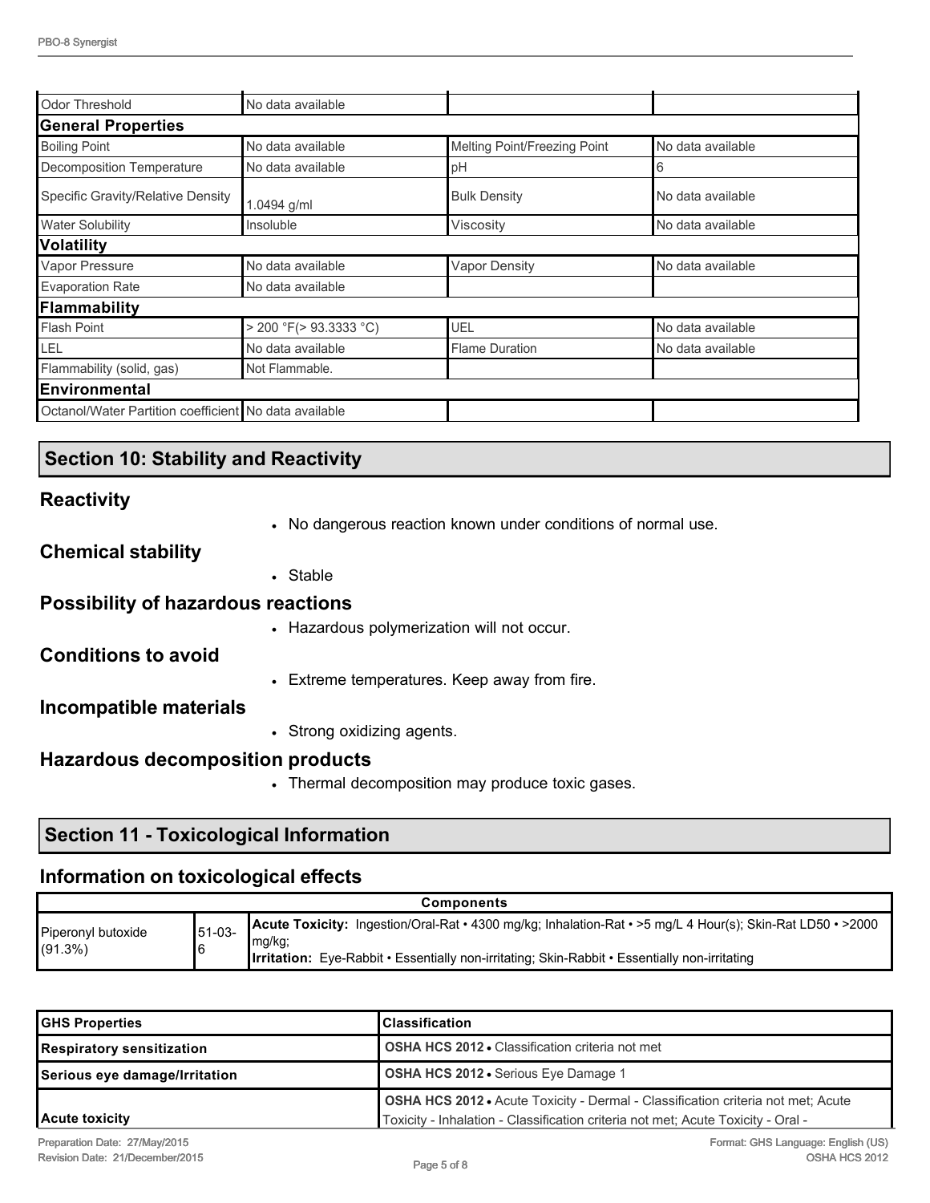| | | | |
|---|---|---|---|
| Odor Threshold | No data available | | |
| **General Properties** | | | |
| Boiling Point | No data available | Melting Point/Freezing Point | No data available |
| Decomposition Temperature | No data available | pH | 6 |
| Specific Gravity/Relative Density | 1.0494 g/ml | Bulk Density | No data available |
| Water Solubility | Insoluble | Viscosity | No data available |
| **Volatility** | | | |
| Vapor Pressure | No data available | Vapor Density | No data available |
| Evaporation Rate | No data available | | |
| **Flammability** | | | |
| Flash Point | > 200 °F(> 93.3333 °C) | UEL | No data available |
| LEL | No data available | Flame Duration | No data available |
| Flammability (solid, gas) | Not Flammable. | | |
| **Environmental** | | | |
| Octanol/Water Partition coefficient | No data available | | |

## Section 10: Stability and Reactivity

### Reactivity

- No dangerous reaction known under conditions of normal use.

### Chemical stability

- Stable

### Possibility of hazardous reactions

- Hazardous polymerization will not occur.

### Conditions to avoid

- Extreme temperatures. Keep away from fire.

### Incompatible materials

- Strong oxidizing agents.

### Hazardous decomposition products

- Thermal decomposition may produce toxic gases.

## Section 11 - Toxicological Information

### Information on toxicological effects

| Components | | |
|---|---|---|
| Piperonyl butoxide (91.3%) | 51-03-6 | **Acute Toxicity:** Ingestion/Oral-Rat • 4300 mg/kg; Inhalation-Rat • >5 mg/L 4 Hour(s); Skin-Rat LD50 • >2000 mg/kg;<br>**Irritation:** Eye-Rabbit • Essentially non-irritating; Skin-Rabbit • Essentially non-irritating |

| GHS Properties | Classification |
|---|---|
| **Respiratory sensitization** | **OSHA HCS 2012** • Classification criteria not met |
| **Serious eye damage/Irritation** | **OSHA HCS 2012** • Serious Eye Damage 1 |
| **Acute toxicity** | **OSHA HCS 2012** • Acute Toxicity - Dermal - Classification criteria not met; Acute Toxicity - Inhalation - Classification criteria not met; Acute Toxicity - Oral - |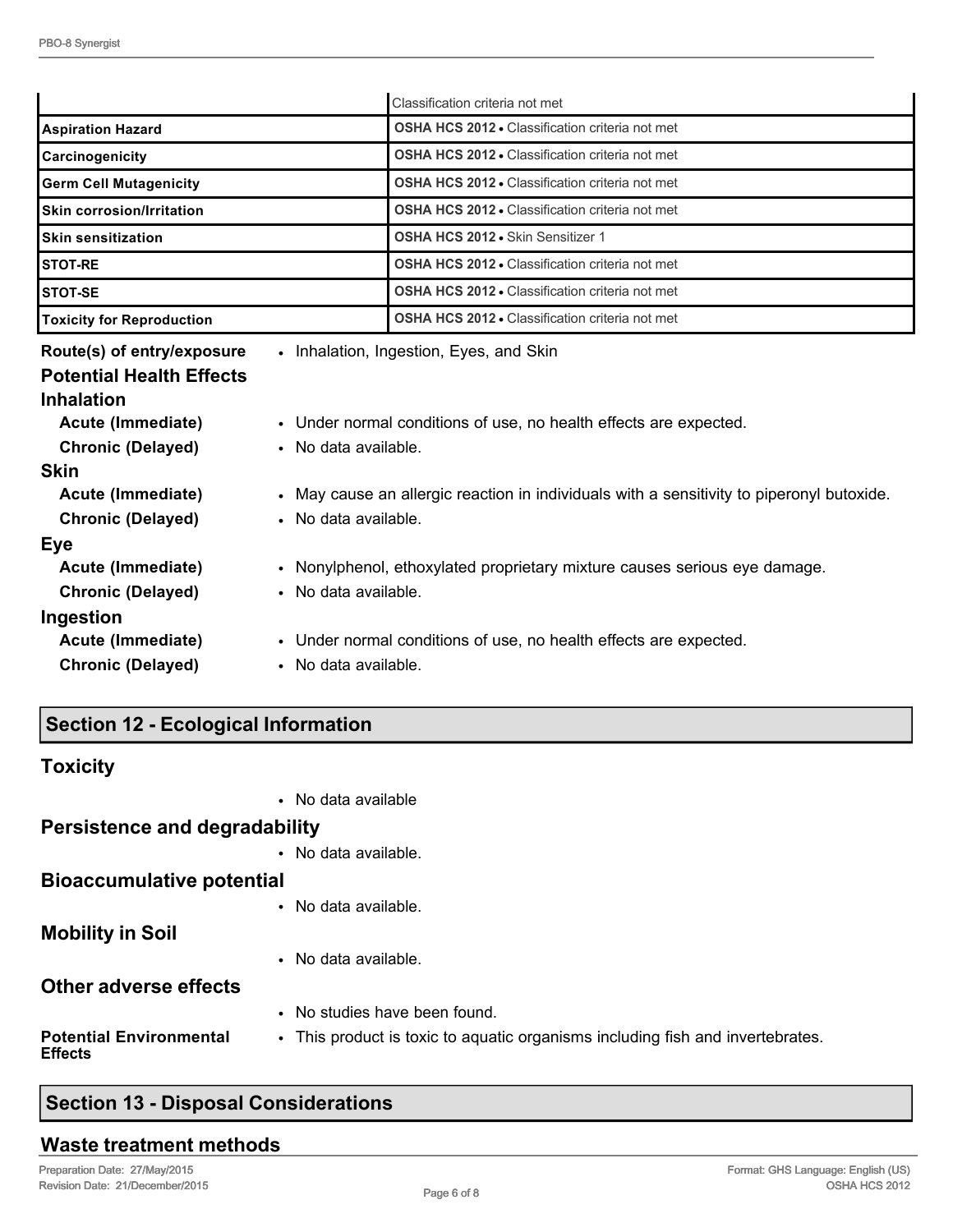| | |
|---|---|
| | Classification criteria not met |
| **Aspiration Hazard** | **OSHA HCS 2012** • Classification criteria not met |
| **Carcinogenicity** | **OSHA HCS 2012** • Classification criteria not met |
| **Germ Cell Mutagenicity** | **OSHA HCS 2012** • Classification criteria not met |
| **Skin corrosion/Irritation** | **OSHA HCS 2012** • Classification criteria not met |
| **Skin sensitization** | **OSHA HCS 2012** • Skin Sensitizer 1 |
| **STOT-RE** | **OSHA HCS 2012** • Classification criteria not met |
| **STOT-SE** | **OSHA HCS 2012** • Classification criteria not met |
| **Toxicity for Reproduction** | **OSHA HCS 2012** • Classification criteria not met |

**Route(s) of entry/exposure** • Inhalation, Ingestion, Eyes, and Skin

**Potential Health Effects**

**Inhalation**

- **Acute (Immediate)** • Under normal conditions of use, no health effects are expected.
- **Chronic (Delayed)** • No data available.

**Skin**

- **Acute (Immediate)** • May cause an allergic reaction in individuals with a sensitivity to piperonyl butoxide.
- **Chronic (Delayed)** • No data available.

**Eye**

- **Acute (Immediate)** • Nonylphenol, ethoxylated proprietary mixture causes serious eye damage.
- **Chronic (Delayed)** • No data available.

**Ingestion**

- **Acute (Immediate)** • Under normal conditions of use, no health effects are expected.
- **Chronic (Delayed)** • No data available.

## Section 12 - Ecological Information

### Toxicity

- No data available

### Persistence and degradability

- No data available.

### Bioaccumulative potential

- No data available.

### Mobility in Soil

- No data available.

### Other adverse effects

- No studies have been found.

**Potential Environmental Effects** • This product is toxic to aquatic organisms including fish and invertebrates.

## Section 13 - Disposal Considerations

### Waste treatment methods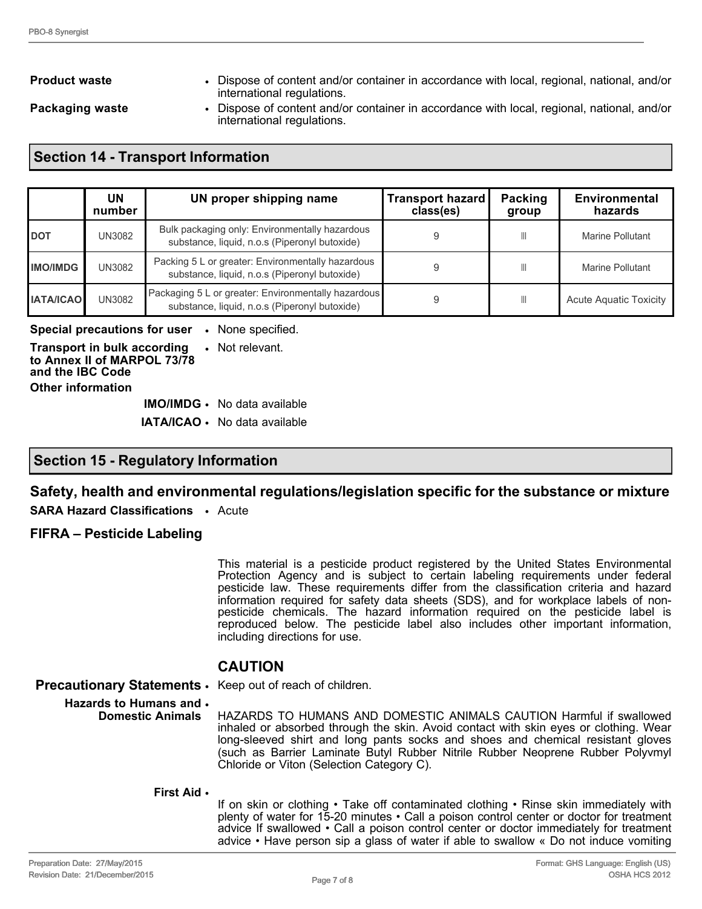**Product waste**
- Dispose of content and/or container in accordance with local, regional, national, and/or international regulations.

**Packaging waste**
- Dispose of content and/or container in accordance with local, regional, national, and/or international regulations.

## Section 14 - Transport Information

| | UN number | UN proper shipping name | Transport hazard class(es) | Packing group | Environmental hazards |
|---|---|---|---|---|---|
| **DOT** | UN3082 | Bulk packaging only: Environmentally hazardous substance, liquid, n.o.s (Piperonyl butoxide) | 9 | III | Marine Pollutant |
| **IMO/IMDG** | UN3082 | Packing 5 L or greater: Environmentally hazardous substance, liquid, n.o.s (Piperonyl butoxide) | 9 | III | Marine Pollutant |
| **IATA/ICAO** | UN3082 | Packaging 5 L or greater: Environmentally hazardous substance, liquid, n.o.s (Piperonyl butoxide) | 9 | III | Acute Aquatic Toxicity |

**Special precautions for user**
- None specified.

**Transport in bulk according to Annex II of MARPOL 73/78 and the IBC Code**
- Not relevant.

**Other information**

**IMO/IMDG**
- No data available

**IATA/ICAO**
- No data available

## Section 15 - Regulatory Information

### Safety, health and environmental regulations/legislation specific for the substance or mixture

**SARA Hazard Classifications**
- Acute

### FIFRA – Pesticide Labeling

This material is a pesticide product registered by the United States Environmental Protection Agency and is subject to certain labeling requirements under federal pesticide law. These requirements differ from the classification criteria and hazard information required for safety data sheets (SDS), and for workplace labels of non-pesticide chemicals. The hazard information required on the pesticide label is reproduced below. The pesticide label also includes other important information, including directions for use.

### CAUTION

**Precautionary Statements**
- Keep out of reach of children.

**Hazards to Humans and Domestic Animals**
- HAZARDS TO HUMANS AND DOMESTIC ANIMALS CAUTION Harmful if swallowed inhaled or absorbed through the skin. Avoid contact with skin eyes or clothing. Wear long-sleeved shirt and long pants socks and shoes and chemical resistant gloves (such as Barrier Laminate Butyl Rubber Nitrile Rubber Neoprene Rubber Polyvmyl Chloride or Viton (Selection Category C).

**First Aid**
- If on skin or clothing • Take off contaminated clothing • Rinse skin immediately with plenty of water for 15-20 minutes • Call a poison control center or doctor for treatment advice If swallowed • Call a poison control center or doctor immediately for treatment advice • Have person sip a glass of water if able to swallow « Do not induce vomiting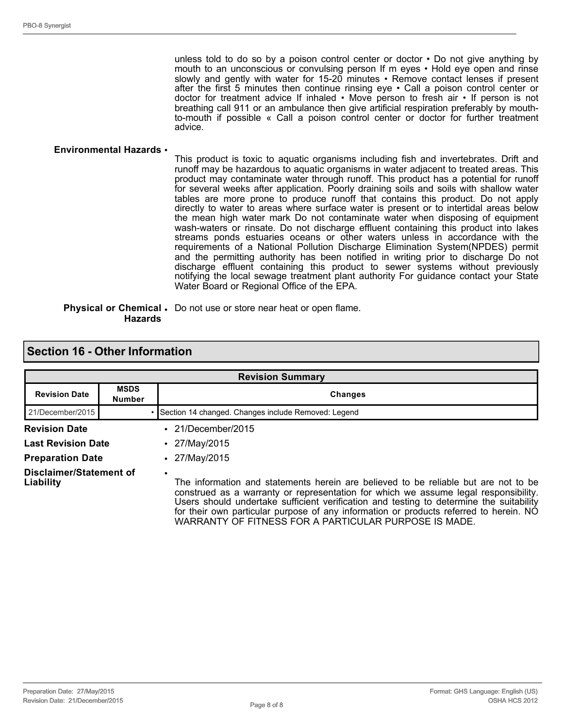unless told to do so by a poison control center or doctor • Do not give anything by mouth to an unconscious or convulsing person If m eyes • Hold eye open and rinse slowly and gently with water for 15-20 minutes • Remove contact lenses if present after the first 5 minutes then continue rinsing eye • Call a poison control center or doctor for treatment advice If inhaled • Move person to fresh air • If person is not breathing call 911 or an ambulance then give artificial respiration preferably by mouth-to-mouth if possible « Call a poison control center or doctor for further treatment advice.

**Environmental Hazards** • This product is toxic to aquatic organisms including fish and invertebrates. Drift and runoff may be hazardous to aquatic organisms in water adjacent to treated areas. This product may contaminate water through runoff. This product has a potential for runoff for several weeks after application. Poorly draining soils and soils with shallow water tables are more prone to produce runoff that contains this product. Do not apply directly to water to areas where surface water is present or to intertidal areas below the mean high water mark Do not contaminate water when disposing of equipment wash-waters or rinsate. Do not discharge effluent containing this product into lakes streams ponds estuaries oceans or other waters unless in accordance with the requirements of a National Pollution Discharge Elimination System(NPDES) permit and the permitting authority has been notified in writing prior to discharge Do not discharge effluent containing this product to sewer systems without previously notifying the local sewage treatment plant authority For guidance contact your State Water Board or Regional Office of the EPA.

**Physical or Chemical Hazards** • Do not use or store near heat or open flame.

## Section 16 - Other Information

| Revision Summary | | |
|---|---|---|
| **Revision Date** | **MSDS Number** | **Changes** |
| 21/December/2015 | • | Section 14 changed. Changes include Removed: Legend |

**Revision Date** • 21/December/2015

**Last Revision Date** • 27/May/2015

**Preparation Date** • 27/May/2015

**Disclaimer/Statement of Liability** • The information and statements herein are believed to be reliable but are not to be construed as a warranty or representation for which we assume legal responsibility. Users should undertake sufficient verification and testing to determine the suitability for their own particular purpose of any information or products referred to herein. NO WARRANTY OF FITNESS FOR A PARTICULAR PURPOSE IS MADE.